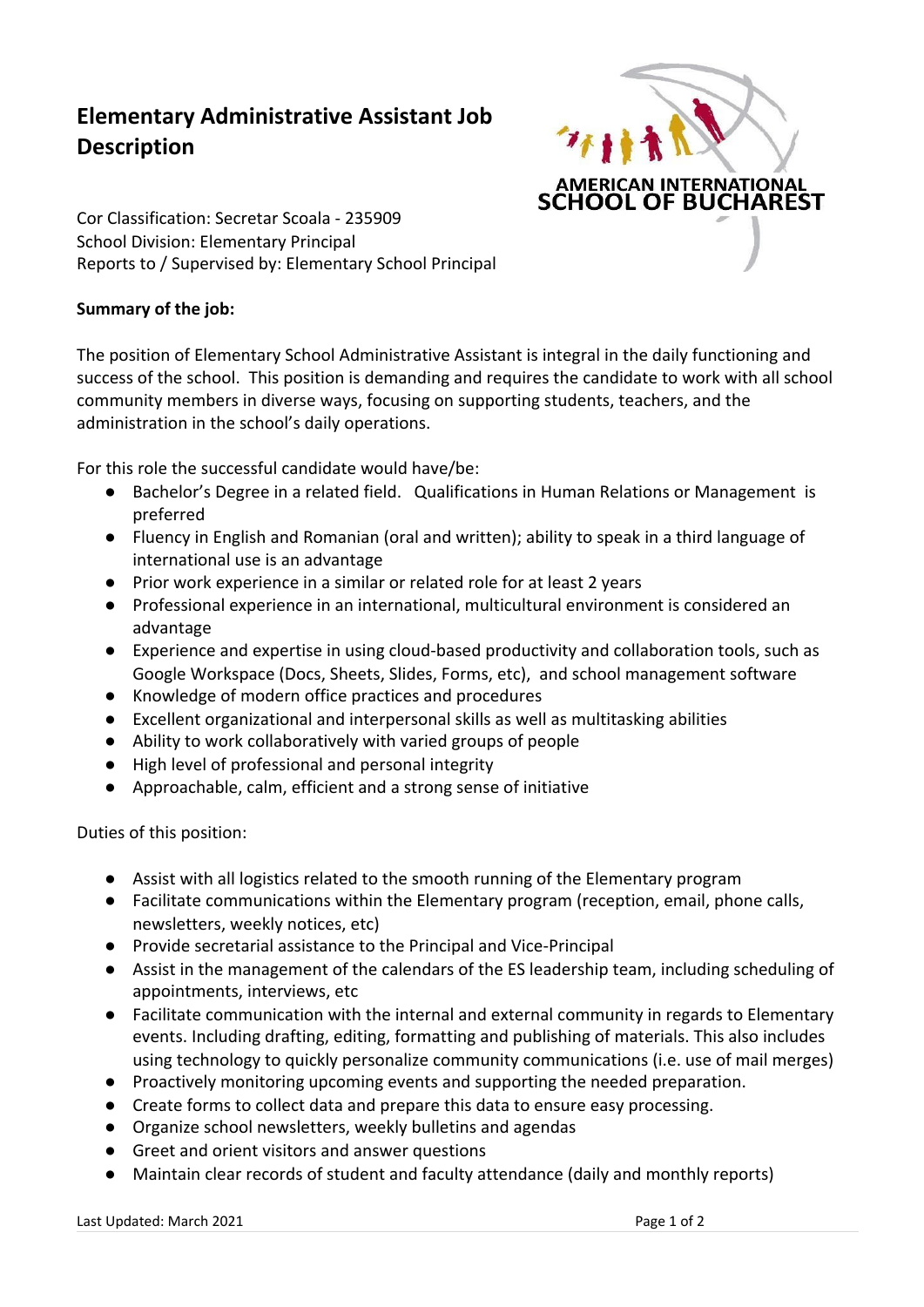# Elementary Administrative Assistant Job Description

Cor Classification: Secretar Scoala - 235909
School Division: Elementary Principal
Reports to / Supervised by: Elementary School Principal

**Summary of the job:**

The position of Elementary School Administrative Assistant is integral in the daily functioning and success of the school. This position is demanding and requires the candidate to work with all school community members in diverse ways, focusing on supporting students, teachers, and the administration in the school's daily operations.

For this role the successful candidate would have/be:

- Bachelor's Degree in a related field. Qualifications in Human Relations or Management is preferred
- Fluency in English and Romanian (oral and written); ability to speak in a third language of international use is an advantage
- Prior work experience in a similar or related role for at least 2 years
- Professional experience in an international, multicultural environment is considered an advantage
- Experience and expertise in using cloud-based productivity and collaboration tools, such as Google Workspace (Docs, Sheets, Slides, Forms, etc), and school management software
- Knowledge of modern office practices and procedures
- Excellent organizational and interpersonal skills as well as multitasking abilities
- Ability to work collaboratively with varied groups of people
- High level of professional and personal integrity
- Approachable, calm, efficient and a strong sense of initiative

Duties of this position:

- Assist with all logistics related to the smooth running of the Elementary program
- Facilitate communications within the Elementary program (reception, email, phone calls, newsletters, weekly notices, etc)
- Provide secretarial assistance to the Principal and Vice-Principal
- Assist in the management of the calendars of the ES leadership team, including scheduling of appointments, interviews, etc
- Facilitate communication with the internal and external community in regards to Elementary events. Including drafting, editing, formatting and publishing of materials. This also includes using technology to quickly personalize community communications (i.e. use of mail merges)
- Proactively monitoring upcoming events and supporting the needed preparation.
- Create forms to collect data and prepare this data to ensure easy processing.
- Organize school newsletters, weekly bulletins and agendas
- Greet and orient visitors and answer questions
- Maintain clear records of student and faculty attendance (daily and monthly reports)

Last Updated: March 2021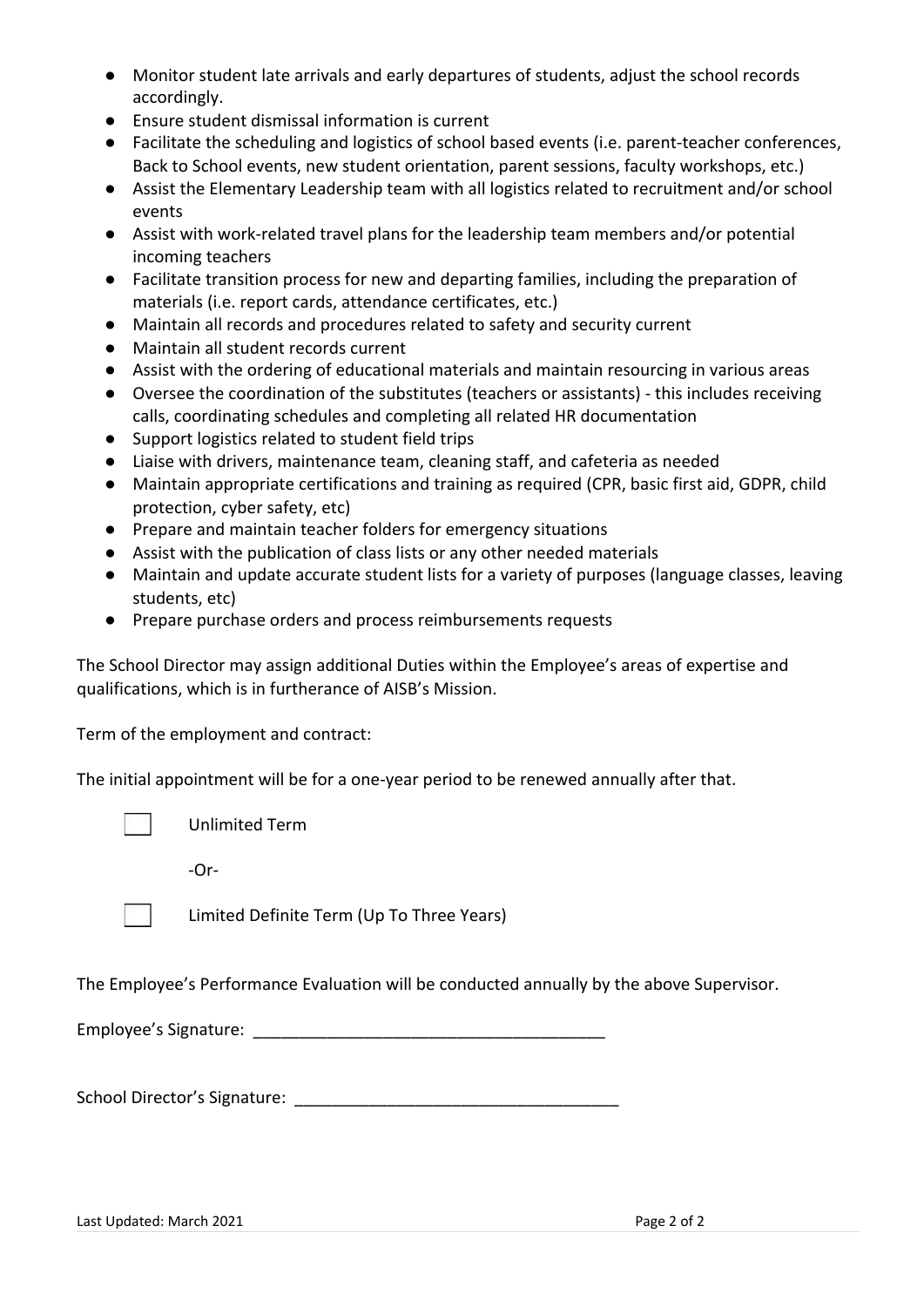- Monitor student late arrivals and early departures of students, adjust the school records accordingly.
- Ensure student dismissal information is current
- Facilitate the scheduling and logistics of school based events (i.e. parent-teacher conferences, Back to School events, new student orientation, parent sessions, faculty workshops, etc.)
- Assist the Elementary Leadership team with all logistics related to recruitment and/or school events
- Assist with work-related travel plans for the leadership team members and/or potential incoming teachers
- Facilitate transition process for new and departing families, including the preparation of materials (i.e. report cards, attendance certificates, etc.)
- Maintain all records and procedures related to safety and security current
- Maintain all student records current
- Assist with the ordering of educational materials and maintain resourcing in various areas
- Oversee the coordination of the substitutes (teachers or assistants) - this includes receiving calls, coordinating schedules and completing all related HR documentation
- Support logistics related to student field trips
- Liaise with drivers, maintenance team, cleaning staff, and cafeteria as needed
- Maintain appropriate certifications and training as required (CPR, basic first aid, GDPR, child protection, cyber safety, etc)
- Prepare and maintain teacher folders for emergency situations
- Assist with the publication of class lists or any other needed materials
- Maintain and update accurate student lists for a variety of purposes (language classes, leaving students, etc)
- Prepare purchase orders and process reimbursements requests

The School Director may assign additional Duties within the Employee's areas of expertise and qualifications, which is in furtherance of AISB's Mission.

Term of the employment and contract:

The initial appointment will be for a one-year period to be renewed annually after that.

☐ Unlimited Term

-Or-

☐ Limited Definite Term (Up To Three Years)

The Employee's Performance Evaluation will be conducted annually by the above Supervisor.

Employee's Signature: _______________________________________

School Director's Signature: ___________________________________

Last Updated: March 2021